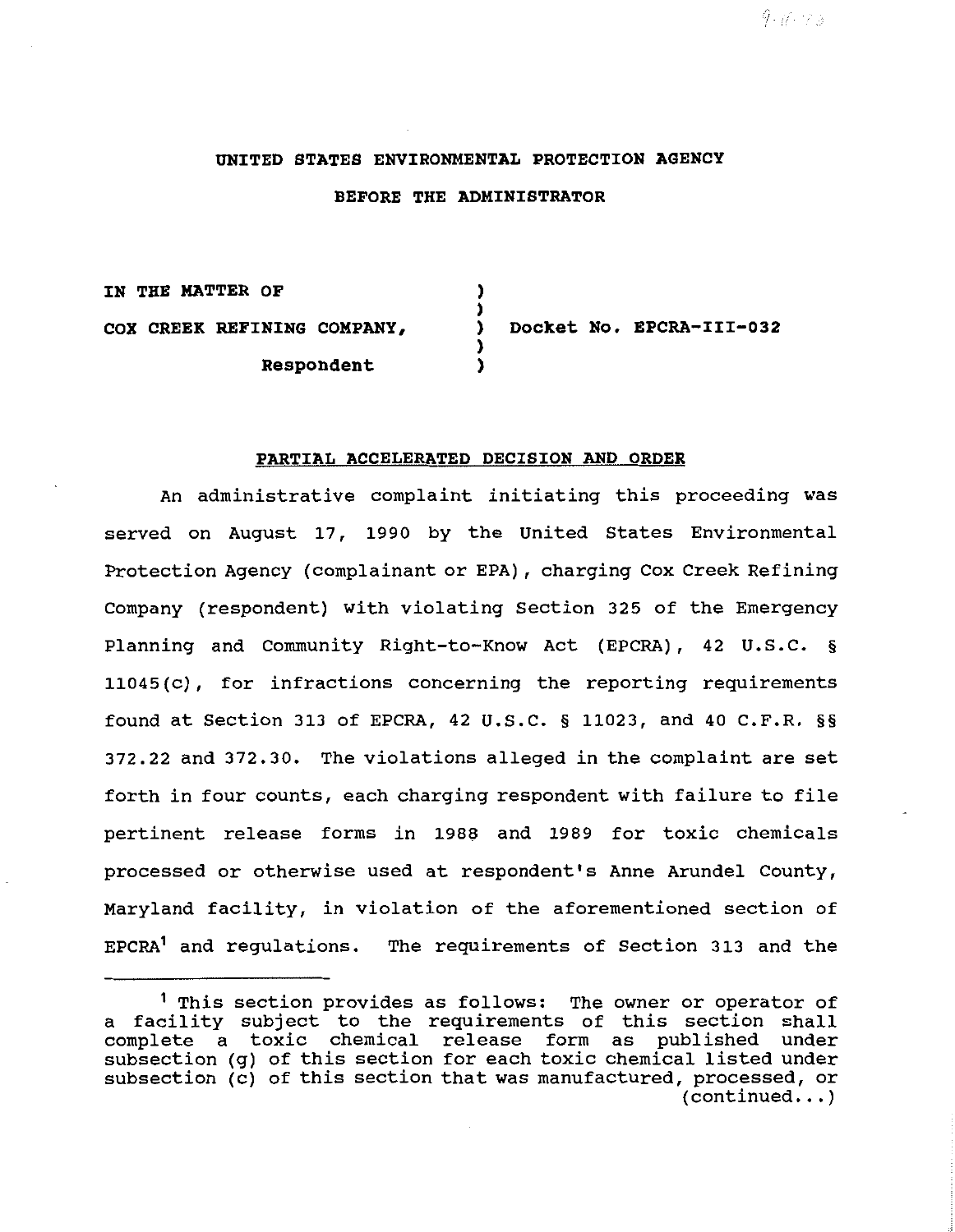**UNITED STATES ENVIRONMENTAL PROTECTION AGENCY**

**BEFORE THE ADMINISTRATOR**

| | | |
|---|---|---|
| **IN THE MATTER OF** | ) | |
| | ) | |
| **COX CREEK REFINING COMPANY,** | ) | **Docket No. EPCRA-III-032** |
| | ) | |
| **Respondent** | ) | |

**PARTIAL ACCELERATED DECISION AND ORDER**

An administrative complaint initiating this proceeding was served on August 17, 1990 by the United States Environmental Protection Agency (complainant or EPA), charging Cox Creek Refining Company (respondent) with violating Section 325 of the Emergency Planning and Community Right-to-Know Act (EPCRA), 42 U.S.C. § 11045(c), for infractions concerning the reporting requirements found at Section 313 of EPCRA, 42 U.S.C. § 11023, and 40 C.F.R. §§ 372.22 and 372.30. The violations alleged in the complaint are set forth in four counts, each charging respondent with failure to file pertinent release forms in 1988 and 1989 for toxic chemicals processed or otherwise used at respondent's Anne Arundel County, Maryland facility, in violation of the aforementioned section of EPCRA[1] and regulations. The requirements of Section 313 and the

---

[1] This section provides as follows: The owner or operator of a facility subject to the requirements of this section shall complete a toxic chemical release form as published under subsection (g) of this section for each toxic chemical listed under subsection (c) of this section that was manufactured, processed, or (continued...)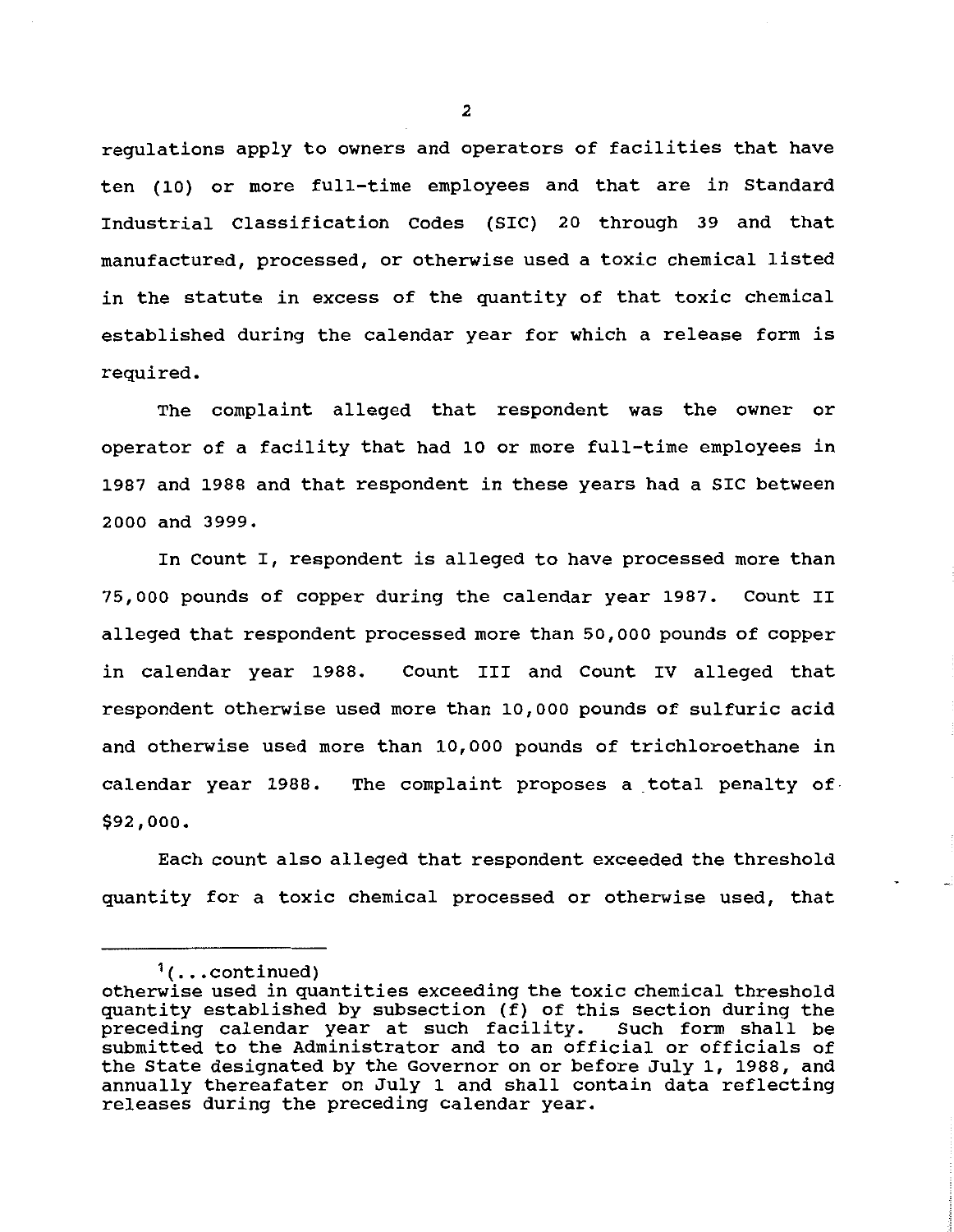regulations apply to owners and operators of facilities that have ten (10) or more full-time employees and that are in Standard Industrial Classification Codes (SIC) 20 through 39 and that manufactured, processed, or otherwise used a toxic chemical listed in the statute in excess of the quantity of that toxic chemical established during the calendar year for which a release form is required.

The complaint alleged that respondent was the owner or operator of a facility that had 10 or more full-time employees in 1987 and 1988 and that respondent in these years had a SIC between 2000 and 3999.

In Count I, respondent is alleged to have processed more than 75,000 pounds of copper during the calendar year 1987. Count II alleged that respondent processed more than 50,000 pounds of copper in calendar year 1988. Count III and Count IV alleged that respondent otherwise used more than 10,000 pounds of sulfuric acid and otherwise used more than 10,000 pounds of trichloroethane in calendar year 1988. The complaint proposes a total penalty of $92,000.

Each count also alleged that respondent exceeded the threshold quantity for a toxic chemical processed or otherwise used, that

---

[1](...continued)
otherwise used in quantities exceeding the toxic chemical threshold quantity established by subsection (f) of this section during the preceding calendar year at such facility. Such form shall be submitted to the Administrator and to an official or officials of the State designated by the Governor on or before July 1, 1988, and annually thereafater on July 1 and shall contain data reflecting releases during the preceding calendar year.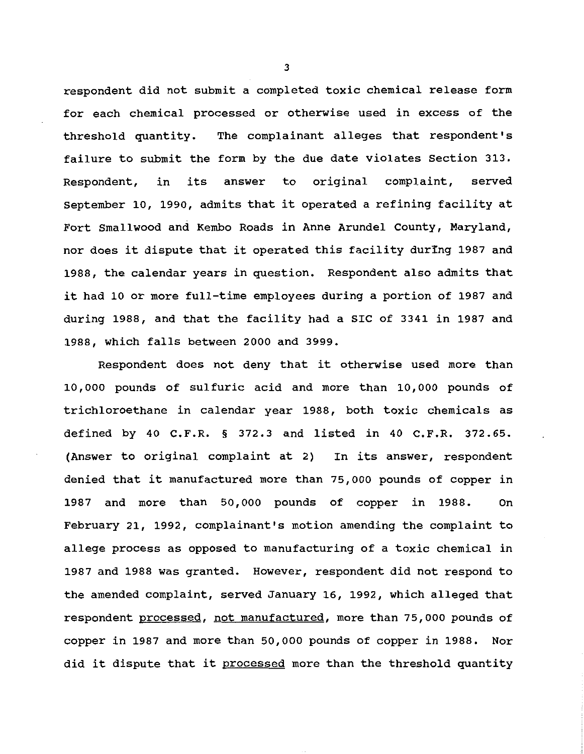respondent did not submit a completed toxic chemical release form for each chemical processed or otherwise used in excess of the threshold quantity. The complainant alleges that respondent's failure to submit the form by the due date violates Section 313. Respondent, in its answer to original complaint, served September 10, 1990, admits that it operated a refining facility at Fort Smallwood and Kembo Roads in Anne Arundel County, Maryland, nor does it dispute that it operated this facility during 1987 and 1988, the calendar years in question. Respondent also admits that it had 10 or more full-time employees during a portion of 1987 and during 1988, and that the facility had a SIC of 3341 in 1987 and 1988, which falls between 2000 and 3999.

Respondent does not deny that it otherwise used more than 10,000 pounds of sulfuric acid and more than 10,000 pounds of trichloroethane in calendar year 1988, both toxic chemicals as defined by 40 C.F.R. § 372.3 and listed in 40 C.F.R. 372.65. (Answer to original complaint at 2) In its answer, respondent denied that it manufactured more than 75,000 pounds of copper in 1987 and more than 50,000 pounds of copper in 1988. On February 21, 1992, complainant's motion amending the complaint to allege process as opposed to manufacturing of a toxic chemical in 1987 and 1988 was granted. However, respondent did not respond to the amended complaint, served January 16, 1992, which alleged that respondent _processed_, _not manufactured_, more than 75,000 pounds of copper in 1987 and more than 50,000 pounds of copper in 1988. Nor did it dispute that it _processed_ more than the threshold quantity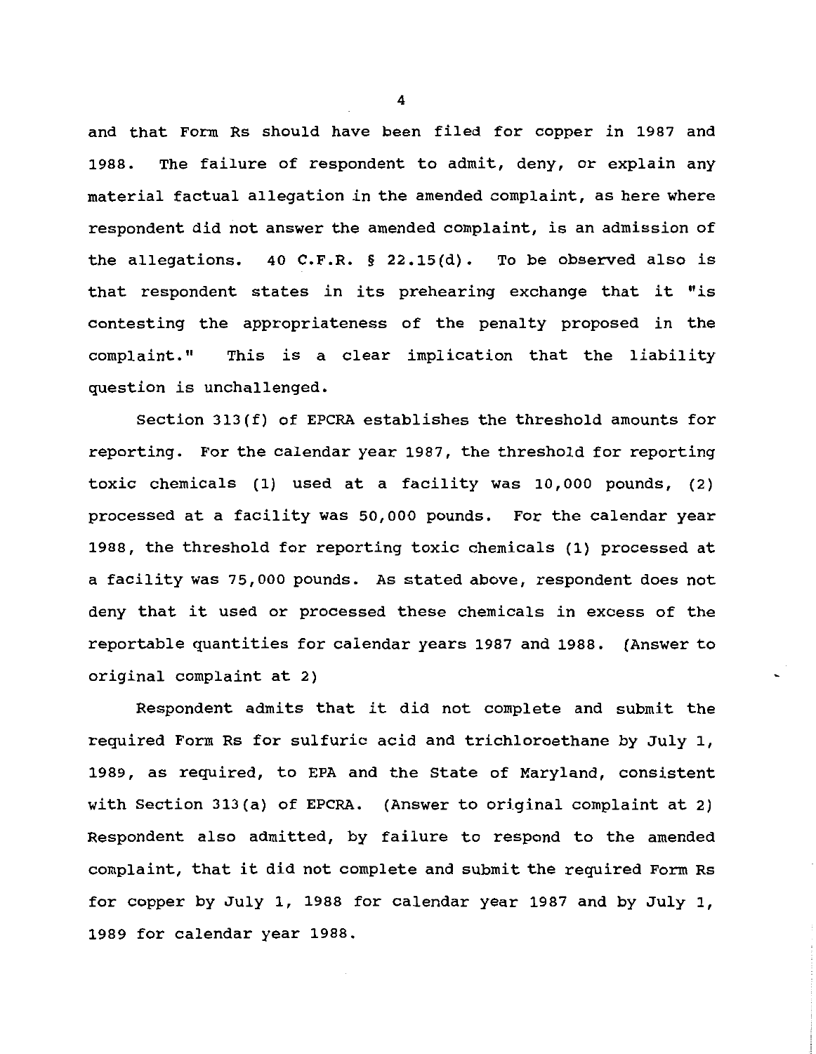and that Form Rs should have been filed for copper in 1987 and 1988. The failure of respondent to admit, deny, or explain any material factual allegation in the amended complaint, as here where respondent did not answer the amended complaint, is an admission of the allegations. 40 C.F.R. § 22.15(d). To be observed also is that respondent states in its prehearing exchange that it "is contesting the appropriateness of the penalty proposed in the complaint." This is a clear implication that the liability question is unchallenged.

Section 313(f) of EPCRA establishes the threshold amounts for reporting. For the calendar year 1987, the threshold for reporting toxic chemicals (1) used at a facility was 10,000 pounds, (2) processed at a facility was 50,000 pounds. For the calendar year 1988, the threshold for reporting toxic chemicals (1) processed at a facility was 75,000 pounds. As stated above, respondent does not deny that it used or processed these chemicals in excess of the reportable quantities for calendar years 1987 and 1988. (Answer to original complaint at 2)

Respondent admits that it did not complete and submit the required Form Rs for sulfuric acid and trichloroethane by July 1, 1989, as required, to EPA and the State of Maryland, consistent with Section 313(a) of EPCRA. (Answer to original complaint at 2) Respondent also admitted, by failure to respond to the amended complaint, that it did not complete and submit the required Form Rs for copper by July 1, 1988 for calendar year 1987 and by July 1, 1989 for calendar year 1988.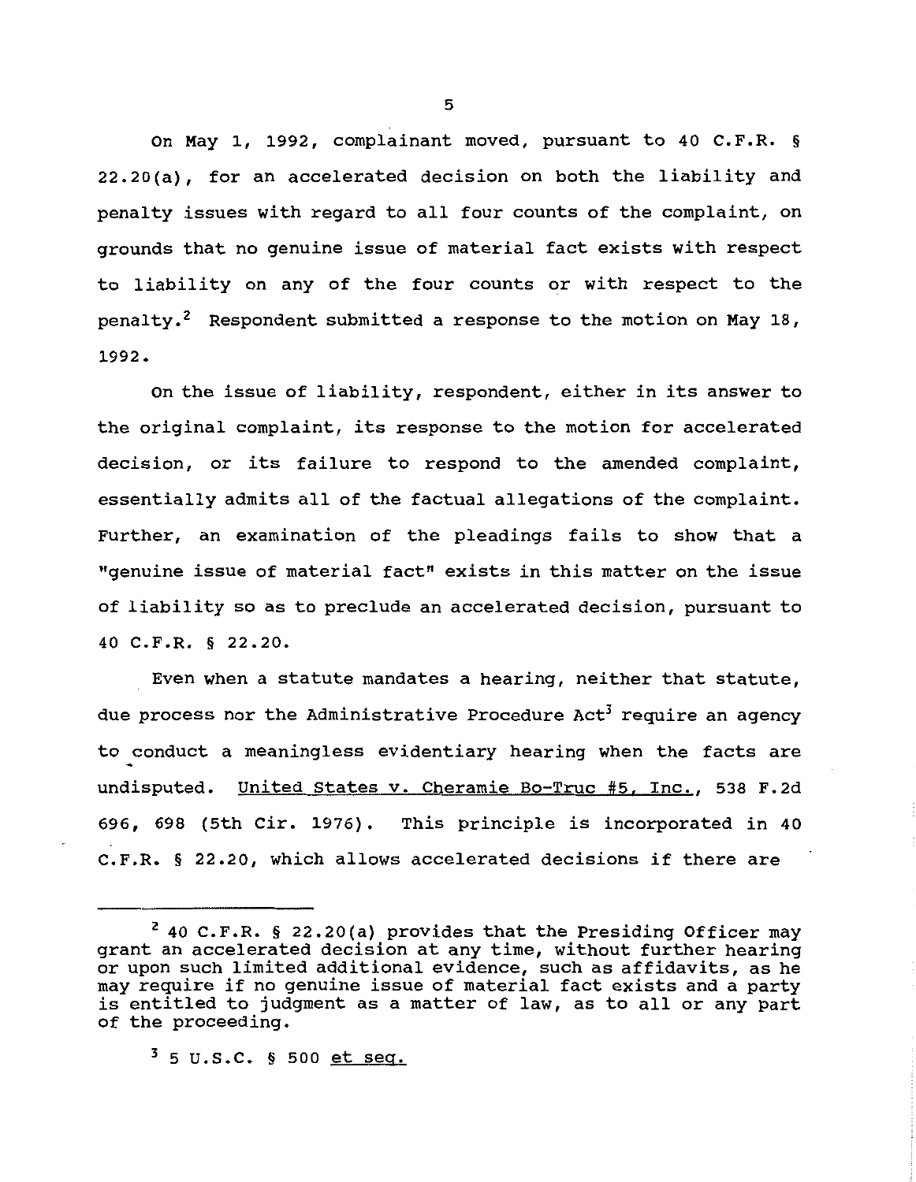On May 1, 1992, complainant moved, pursuant to 40 C.F.R. § 22.20(a), for an accelerated decision on both the liability and penalty issues with regard to all four counts of the complaint, on grounds that no genuine issue of material fact exists with respect to liability on any of the four counts or with respect to the penalty.[2] Respondent submitted a response to the motion on May 18, 1992.

On the issue of liability, respondent, either in its answer to the original complaint, its response to the motion for accelerated decision, or its failure to respond to the amended complaint, essentially admits all of the factual allegations of the complaint. Further, an examination of the pleadings fails to show that a "genuine issue of material fact" exists in this matter on the issue of liability so as to preclude an accelerated decision, pursuant to 40 C.F.R. § 22.20.

Even when a statute mandates a hearing, neither that statute, due process nor the Administrative Procedure Act[3] require an agency to conduct a meaningless evidentiary hearing when the facts are undisputed. United States v. Cheramie Bo-Truc #5, Inc., 538 F.2d 696, 698 (5th Cir. 1976). This principle is incorporated in 40 C.F.R. § 22.20, which allows accelerated decisions if there are

---

[2] 40 C.F.R. § 22.20(a) provides that the Presiding Officer may grant an accelerated decision at any time, without further hearing or upon such limited additional evidence, such as affidavits, as he may require if no genuine issue of material fact exists and a party is entitled to judgment as a matter of law, as to all or any part of the proceeding.

[3] 5 U.S.C. § 500 et seq.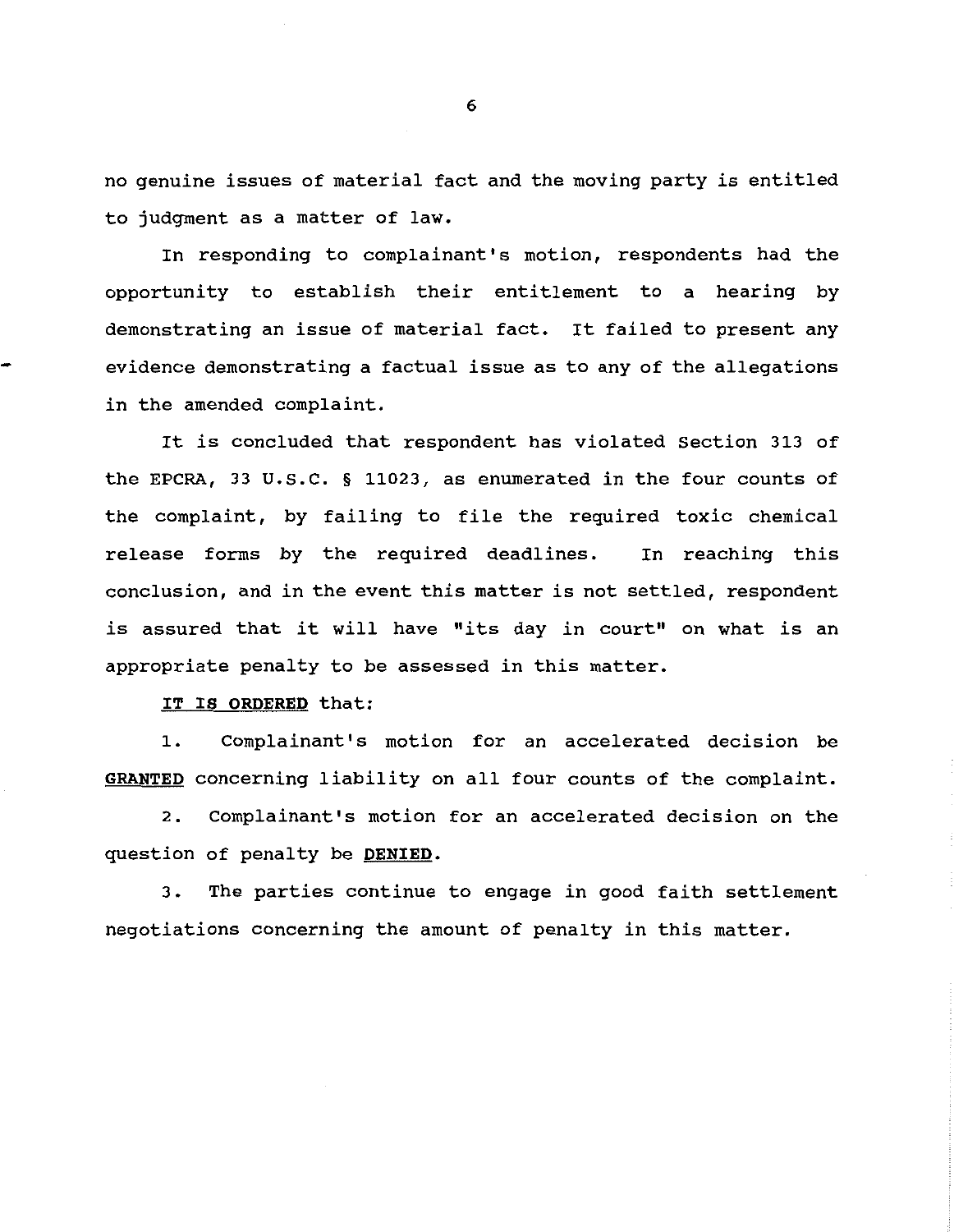no genuine issues of material fact and the moving party is entitled to judgment as a matter of law.

In responding to complainant's motion, respondents had the opportunity to establish their entitlement to a hearing by demonstrating an issue of material fact. It failed to present any evidence demonstrating a factual issue as to any of the allegations in the amended complaint.

It is concluded that respondent has violated Section 313 of the EPCRA, 33 U.S.C. § 11023, as enumerated in the four counts of the complaint, by failing to file the required toxic chemical release forms by the required deadlines. In reaching this conclusion, and in the event this matter is not settled, respondent is assured that it will have "its day in court" on what is an appropriate penalty to be assessed in this matter.

**IT IS ORDERED** that:

1. Complainant's motion for an accelerated decision be **GRANTED** concerning liability on all four counts of the complaint.

2. Complainant's motion for an accelerated decision on the question of penalty be **DENIED**.

3. The parties continue to engage in good faith settlement negotiations concerning the amount of penalty in this matter.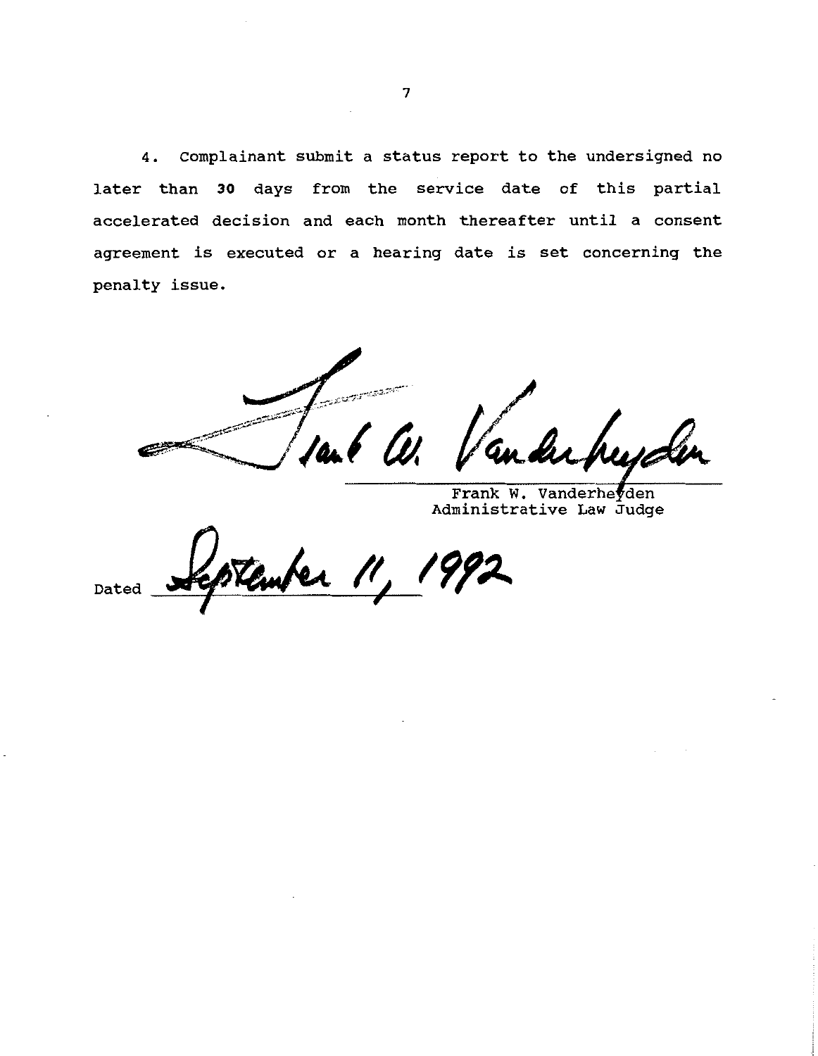4. Complainant submit a status report to the undersigned no later than **30** days from the service date of this partial accelerated decision and each month thereafter until a consent agreement is executed or a hearing date is set concerning the penalty issue.

Frank W. Vanderheyden
Administrative Law Judge

Dated September 11, 1992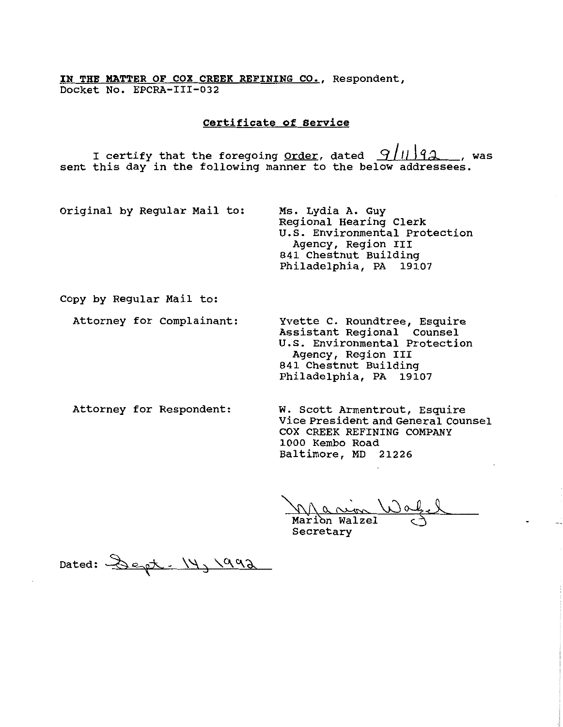**IN THE MATTER OF COX CREEK REFINING CO.**, Respondent,
Docket No. EPCRA-III-032

## Certificate of Service

I certify that the foregoing Order, dated 9/11/92, was sent this day in the following manner to the below addressees.

Original by Regular Mail to:

Ms. Lydia A. Guy
Regional Hearing Clerk
U.S. Environmental Protection Agency, Region III
841 Chestnut Building
Philadelphia, PA 19107

Copy by Regular Mail to:

Attorney for Complainant:

Yvette C. Roundtree, Esquire
Assistant Regional Counsel
U.S. Environmental Protection Agency, Region III
841 Chestnut Building
Philadelphia, PA 19107

Attorney for Respondent:

W. Scott Armentrout, Esquire
Vice President and General Counsel
COX CREEK REFINING COMPANY
1000 Kembo Road
Baltimore, MD 21226

Marion Walzel
Marion Walzel
Secretary

Dated: Sept. 14, 1992